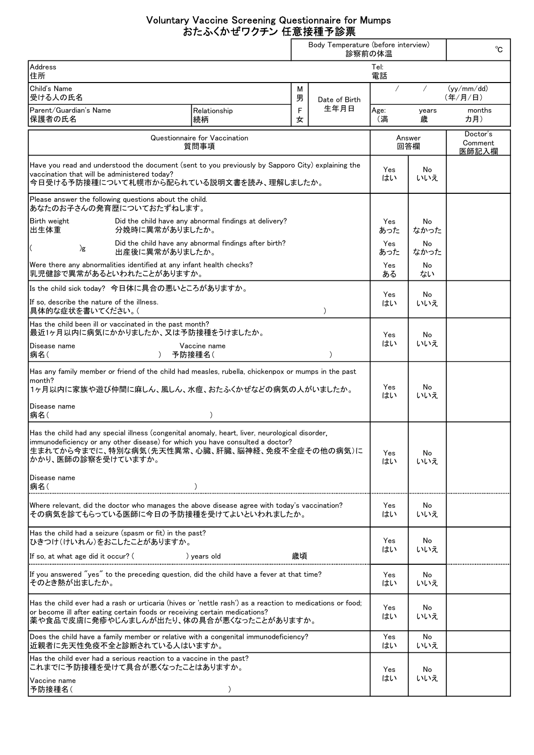# Voluntary Vaccine Screening Questionnaire for Mumps
# おたふくかぜワクチン 任意接種予診票

| Body Temperature (before interview) 診察前の体温 | ℃ |
|---|---|

| Address 住所 | | | | Tel: 電話 |
|---|---|---|---|---|
| Child's Name 受ける人の氏名 | | M 男 | Date of Birth 生年月日 | / / (yy/mm/dd) (年/月/日) |
| Parent/Guardian's Name 保護者の氏名 | Relationship 続柄 | F 女 | | Age: years months (満 歳 カ月) |

| Questionnaire for Vaccination 質問事項 | Answer 回答欄 | | Doctor's Comment 医師記入欄 |
|---|---|---|---|
| Have you read and understood the document (sent to you previously by Sapporo City) explaining the vaccination that will be administered today? 今日受ける予防接種について札幌市から配られている説明文書を読み、理解しましたか。 | Yes はい | No いいえ | |
| Please answer the following questions about the child. あなたのお子さんの発育歴についておたずねします。 | | | |
| Birth weight 出生体重 ( )g — Did the child have any abnormal findings at delivery? 分娩時に異常がありましたか。 | Yes あった | No なかった | |
| Did the child have any abnormal findings after birth? 出産後に異常がありましたか。 | Yes あった | No なかった | |
| Were there any abnormalities identified at any infant health checks? 乳児健診で異常があるといわれたことがありますか。 | Yes ある | No ない | |
| Is the child sick today? 今日体に具合の悪いところがありますか。 If so, describe the nature of the illness. 具体的な症状を書いてください。( ) | Yes はい | No いいえ | |
| Has the child been ill or vaccinated in the past month? 最近1ヶ月以内に病気にかかりましたか、又は予防接種をうけましたか。 Disease name 病名( ) Vaccine name 予防接種名( ) | Yes はい | No いいえ | |
| Has any family member or friend of the child had measles, rubella, chickenpox or mumps in the past month? 1ヶ月以内に家族や遊び仲間に麻しん、風しん、水痘、おたふくかぜなどの病気の人がいましたか。 Disease name 病名( ) | Yes はい | No いいえ | |
| Has the child had any special illness (congenital anomaly, heart, liver, neurological disorder, immunodeficiency or any other disease) for which you have consulted a doctor? 生まれてから今までに、特別な病気(先天性異常、心臓、肝臓、脳神経、免疫不全症その他の病気)にかかり、医師の診察を受けていますか。 Disease name 病名( ) | Yes はい | No いいえ | |
| Where relevant, did the doctor who manages the above disease agree with today's vaccination? その病気を診てもらっている医師に今日の予防接種を受けてよいといわれましたか。 | Yes はい | No いいえ | |
| Has the child had a seizure (spasm or fit) in the past? ひきつけ(けいれん)をおこしたことがありますか。 If so, at what age did it occur? ( ) years old 歳頃 | Yes はい | No いいえ | |
| If you answered "yes" to the preceding question, did the child have a fever at that time? そのとき熱が出ましたか。 | Yes はい | No いいえ | |
| Has the child ever had a rash or urticaria (hives or 'nettle rash') as a reaction to medications or food; or become ill after eating certain foods or receiving certain medications? 薬や食品で皮膚に発疹やじんましんが出たり、体の具合が悪くなったことがありますか。 | Yes はい | No いいえ | |
| Does the child have a family member or relative with a congenital immunodeficiency? 近親者に先天性免疫不全と診断されている人はいますか。 | Yes はい | No いいえ | |
| Has the child ever had a serious reaction to a vaccine in the past? これまでに予防接種を受けて具合が悪くなったことはありますか。 Vaccine name 予防接種名( ) | Yes はい | No いいえ | |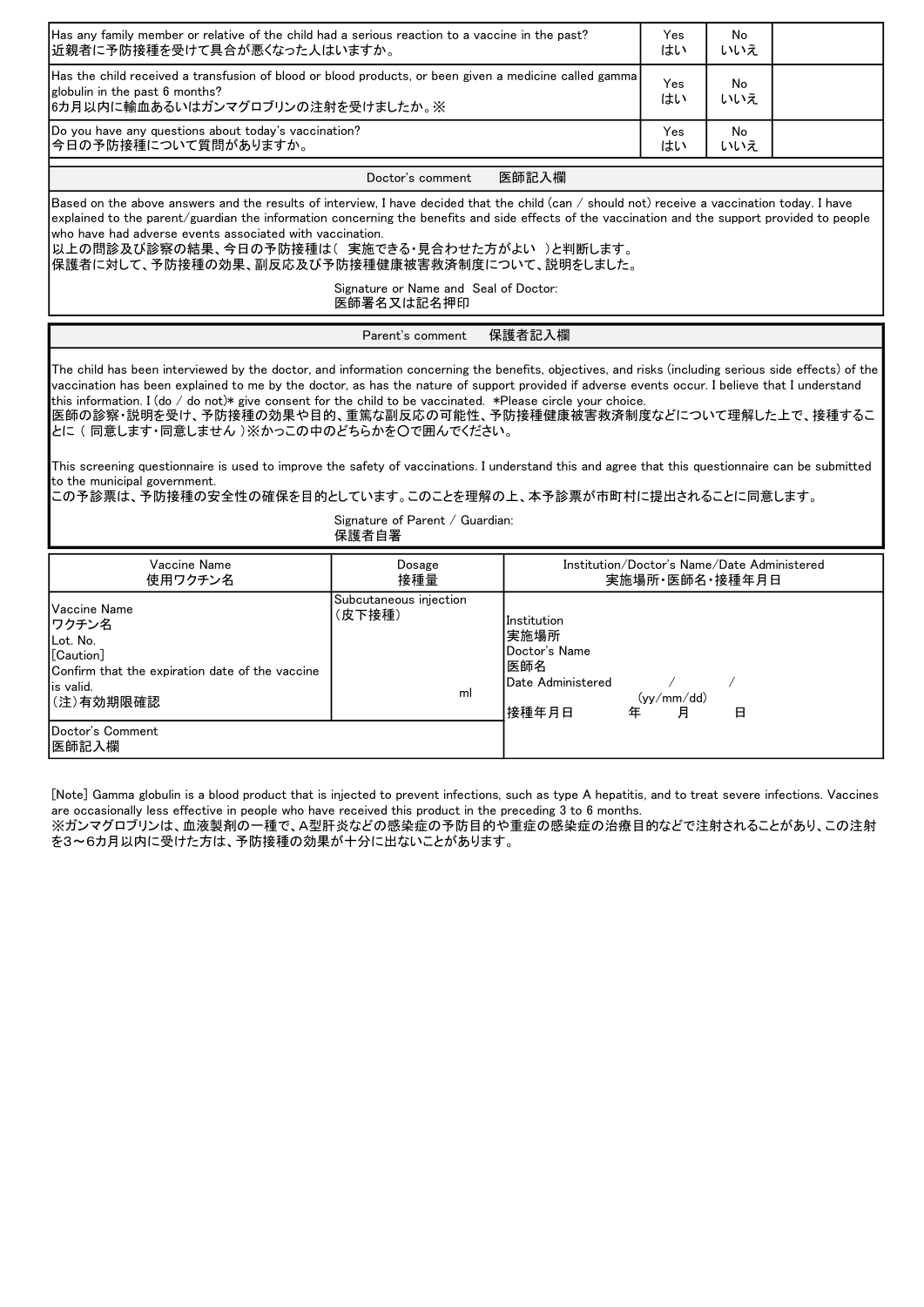| | | | |
|---|---|---|---|
| Has any family member or relative of the child had a serious reaction to a vaccine in the past?<br>近親者に予防接種を受けて具合が悪くなった人はいますか。 | Yes<br>はい | No<br>いいえ | |
| Has the child received a transfusion of blood or blood products, or been given a medicine called gamma globulin in the past 6 months?<br>6カ月以内に輸血あるいはガンマグロブリンの注射を受けましたか。※ | Yes<br>はい | No<br>いいえ | |
| Do you have any questions about today's vaccination?<br>今日の予防接種について質問がありますか。 | Yes<br>はい | No<br>いいえ | |

**Doctor's comment　医師記入欄**

Based on the above answers and the results of interview, I have decided that the child (can / should not) receive a vaccination today. I have explained to the parent/guardian the information concerning the benefits and side effects of the vaccination and the support provided to people who have had adverse events associated with vaccination.
以上の問診及び診察の結果、今日の予防接種は(　実施できる・見合わせた方がよい　)と判断します。
保護者に対して、予防接種の効果、副反応及び予防接種健康被害救済制度について、説明をしました。

Signature or Name and Seal of Doctor:
医師署名又は記名押印

**Parent's comment　保護者記入欄**

The child has been interviewed by the doctor, and information concerning the benefits, objectives, and risks (including serious side effects) of the vaccination has been explained to me by the doctor, as has the nature of support provided if adverse events occur. I believe that I understand this information. I (do / do not)* give consent for the child to be vaccinated. *Please circle your choice.
医師の診察・説明を受け、予防接種の効果や目的、重篤な副反応の可能性、予防接種健康被害救済制度などについて理解した上で、接種することに（ 同意します・同意しません ）※かっこの中のどちらかを〇で囲んでください。

This screening questionnaire is used to improve the safety of vaccinations. I understand this and agree that this questionnaire can be submitted to the municipal government.
この予診票は、予防接種の安全性の確保を目的としています。このことを理解の上、本予診票が市町村に提出されることに同意します。

Signature of Parent / Guardian:
保護者自署

| Vaccine Name<br>使用ワクチン名 | Dosage<br>接種量 | Institution/Doctor's Name/Date Administered<br>実施場所・医師名・接種年月日 |
|---|---|---|
| Vaccine Name<br>ワクチン名<br>Lot. No.<br>[Caution]<br>Confirm that the expiration date of the vaccine is valid.<br>（注）有効期限確認 | Subcutaneous injection<br>（皮下接種）<br>ml | Institution<br>実施場所<br>Doctor's Name<br>医師名<br>Date Administered　/　/<br>(yy/mm/dd)<br>接種年月日　年　月　日 |
| Doctor's Comment<br>医師記入欄 | | |

[Note] Gamma globulin is a blood product that is injected to prevent infections, such as type A hepatitis, and to treat severe infections. Vaccines are occasionally less effective in people who have received this product in the preceding 3 to 6 months.
※ガンマグロブリンは、血液製剤の一種で、A型肝炎などの感染症の予防目的や重症の感染症の治療目的などで注射されることがあり、この注射を3～6カ月以内に受けた方は、予防接種の効果が十分に出ないことがあります。